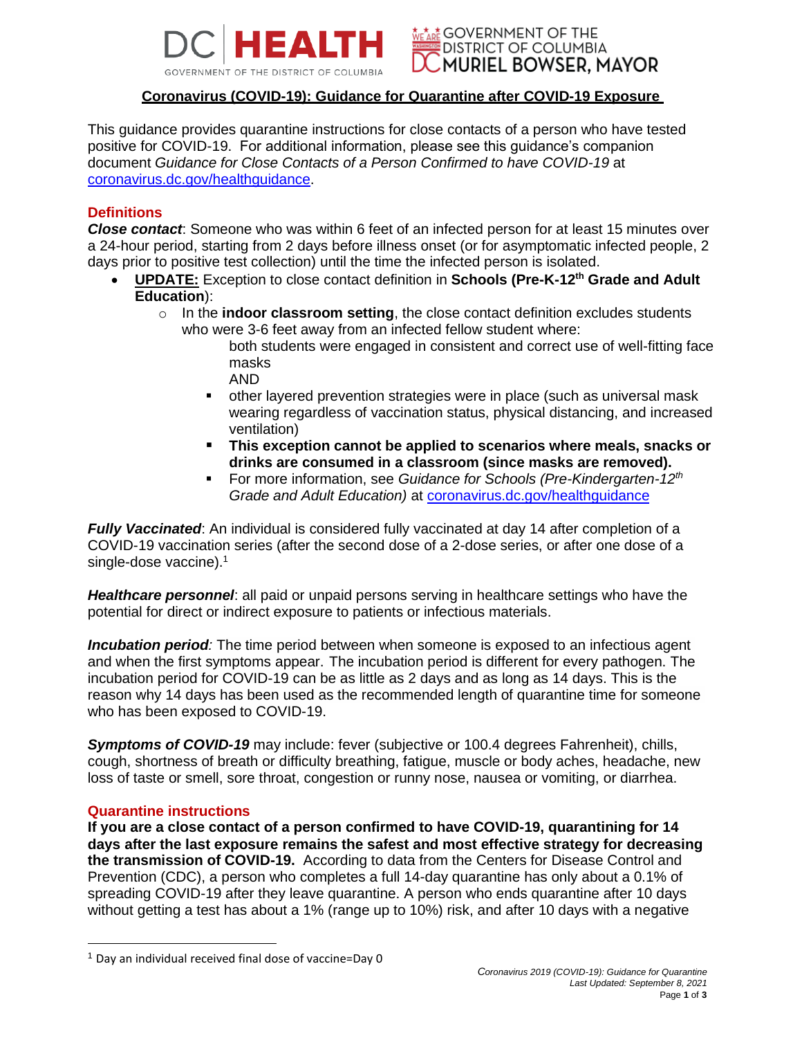# Coronavirus (COVID-19): Guidance for Quarantine after COVID-19 Exposure

This guidance provides quarantine instructions for close contacts of a person who have tested positive for COVID-19. For additional information, please see this guidance's companion document *Guidance for Close Contacts of a Person Confirmed to have COVID-19* at coronavirus.dc.gov/healthguidance.

## Definitions

***Close contact***: Someone who was within 6 feet of an infected person for at least 15 minutes over a 24-hour period, starting from 2 days before illness onset (or for asymptomatic infected people, 2 days prior to positive test collection) until the time the infected person is isolated.

- **UPDATE:** Exception to close contact definition in **Schools (Pre-K-12th Grade and Adult Education)**:
  - In the **indoor classroom setting**, the close contact definition excludes students who were 3-6 feet away from an infected fellow student where:
    - both students were engaged in consistent and correct use of well-fitting face masks

      AND
    - other layered prevention strategies were in place (such as universal mask wearing regardless of vaccination status, physical distancing, and increased ventilation)
    - **This exception cannot be applied to scenarios where meals, snacks or drinks are consumed in a classroom (since masks are removed).**
    - For more information, see *Guidance for Schools (Pre-Kindergarten-12th Grade and Adult Education)* at coronavirus.dc.gov/healthguidance

***Fully Vaccinated***: An individual is considered fully vaccinated at day 14 after completion of a COVID-19 vaccination series (after the second dose of a 2-dose series, or after one dose of a single-dose vaccine).[1]

***Healthcare personnel***: all paid or unpaid persons serving in healthcare settings who have the potential for direct or indirect exposure to patients or infectious materials.

***Incubation period:*** The time period between when someone is exposed to an infectious agent and when the first symptoms appear. The incubation period is different for every pathogen. The incubation period for COVID-19 can be as little as 2 days and as long as 14 days. This is the reason why 14 days has been used as the recommended length of quarantine time for someone who has been exposed to COVID-19.

***Symptoms of COVID-19*** may include: fever (subjective or 100.4 degrees Fahrenheit), chills, cough, shortness of breath or difficulty breathing, fatigue, muscle or body aches, headache, new loss of taste or smell, sore throat, congestion or runny nose, nausea or vomiting, or diarrhea.

## Quarantine instructions

**If you are a close contact of a person confirmed to have COVID-19, quarantining for 14 days after the last exposure remains the safest and most effective strategy for decreasing the transmission of COVID-19.** According to data from the Centers for Disease Control and Prevention (CDC), a person who completes a full 14-day quarantine has only about a 0.1% of spreading COVID-19 after they leave quarantine. A person who ends quarantine after 10 days without getting a test has about a 1% (range up to 10%) risk, and after 10 days with a negative

[1] Day an individual received final dose of vaccine=Day 0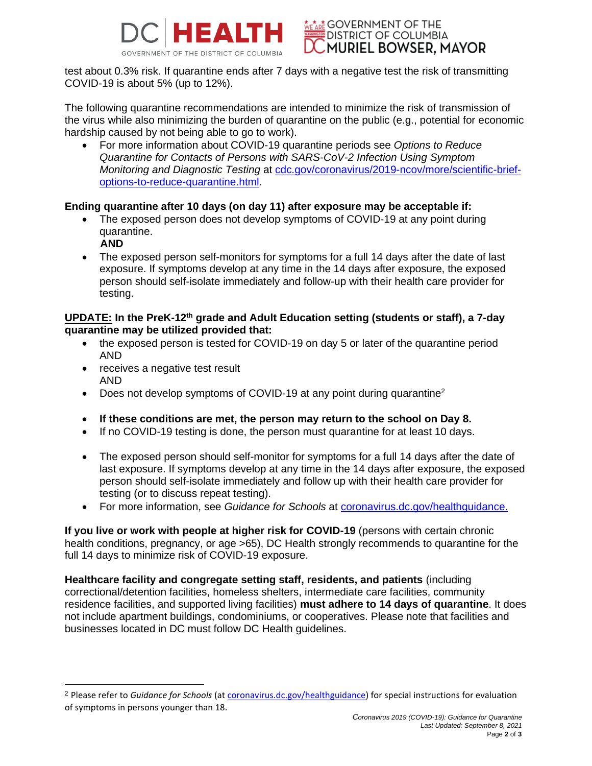test about 0.3% risk. If quarantine ends after 7 days with a negative test the risk of transmitting COVID-19 is about 5% (up to 12%).

The following quarantine recommendations are intended to minimize the risk of transmission of the virus while also minimizing the burden of quarantine on the public (e.g., potential for economic hardship caused by not being able to go to work).

- For more information about COVID-19 quarantine periods see *Options to Reduce Quarantine for Contacts of Persons with SARS-CoV-2 Infection Using Symptom Monitoring and Diagnostic Testing* at cdc.gov/coronavirus/2019-ncov/more/scientific-brief-options-to-reduce-quarantine.html.

**Ending quarantine after 10 days (on day 11) after exposure may be acceptable if:**

- The exposed person does not develop symptoms of COVID-19 at any point during quarantine.
  **AND**
- The exposed person self-monitors for symptoms for a full 14 days after the date of last exposure. If symptoms develop at any time in the 14 days after exposure, the exposed person should self-isolate immediately and follow-up with their health care provider for testing.

**UPDATE: In the PreK-12th grade and Adult Education setting (students or staff), a 7-day quarantine may be utilized provided that:**

- the exposed person is tested for COVID-19 on day 5 or later of the quarantine period
  AND
- receives a negative test result
  AND
- Does not develop symptoms of COVID-19 at any point during quarantine[2]

- **If these conditions are met, the person may return to the school on Day 8.**
- If no COVID-19 testing is done, the person must quarantine for at least 10 days.

- The exposed person should self-monitor for symptoms for a full 14 days after the date of last exposure. If symptoms develop at any time in the 14 days after exposure, the exposed person should self-isolate immediately and follow up with their health care provider for testing (or to discuss repeat testing).
- For more information, see *Guidance for Schools* at coronavirus.dc.gov/healthguidance.

**If you live or work with people at higher risk for COVID-19** (persons with certain chronic health conditions, pregnancy, or age >65), DC Health strongly recommends to quarantine for the full 14 days to minimize risk of COVID-19 exposure.

**Healthcare facility and congregate setting staff, residents, and patients** (including correctional/detention facilities, homeless shelters, intermediate care facilities, community residence facilities, and supported living facilities) **must adhere to 14 days of quarantine**. It does not include apartment buildings, condominiums, or cooperatives. Please note that facilities and businesses located in DC must follow DC Health guidelines.

[2] Please refer to *Guidance for Schools* (at coronavirus.dc.gov/healthguidance) for special instructions for evaluation of symptoms in persons younger than 18.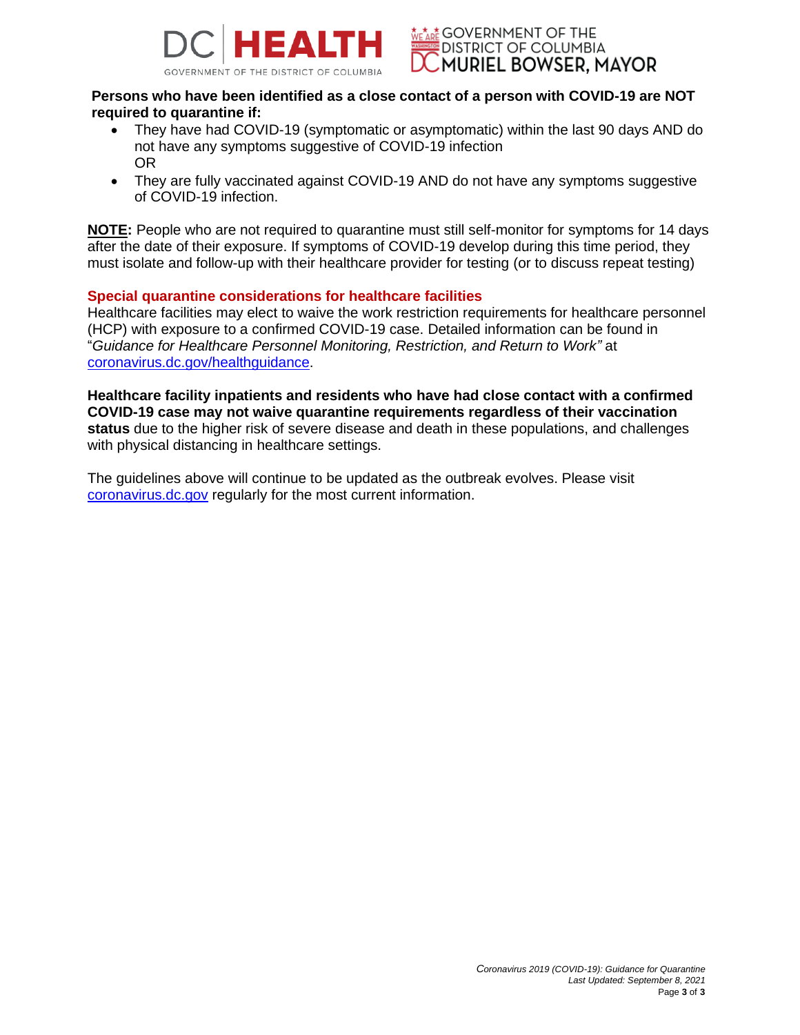**Persons who have been identified as a close contact of a person with COVID-19 are NOT required to quarantine if:**

- They have had COVID-19 (symptomatic or asymptomatic) within the last 90 days AND do not have any symptoms suggestive of COVID-19 infection
  OR
- They are fully vaccinated against COVID-19 AND do not have any symptoms suggestive of COVID-19 infection.

**NOTE:** People who are not required to quarantine must still self-monitor for symptoms for 14 days after the date of their exposure. If symptoms of COVID-19 develop during this time period, they must isolate and follow-up with their healthcare provider for testing (or to discuss repeat testing)

**Special quarantine considerations for healthcare facilities**

Healthcare facilities may elect to waive the work restriction requirements for healthcare personnel (HCP) with exposure to a confirmed COVID-19 case. Detailed information can be found in "*Guidance for Healthcare Personnel Monitoring, Restriction, and Return to Work"* at coronavirus.dc.gov/healthguidance.

**Healthcare facility inpatients and residents who have had close contact with a confirmed COVID-19 case may not waive quarantine requirements regardless of their vaccination status** due to the higher risk of severe disease and death in these populations, and challenges with physical distancing in healthcare settings.

The guidelines above will continue to be updated as the outbreak evolves. Please visit coronavirus.dc.gov regularly for the most current information.